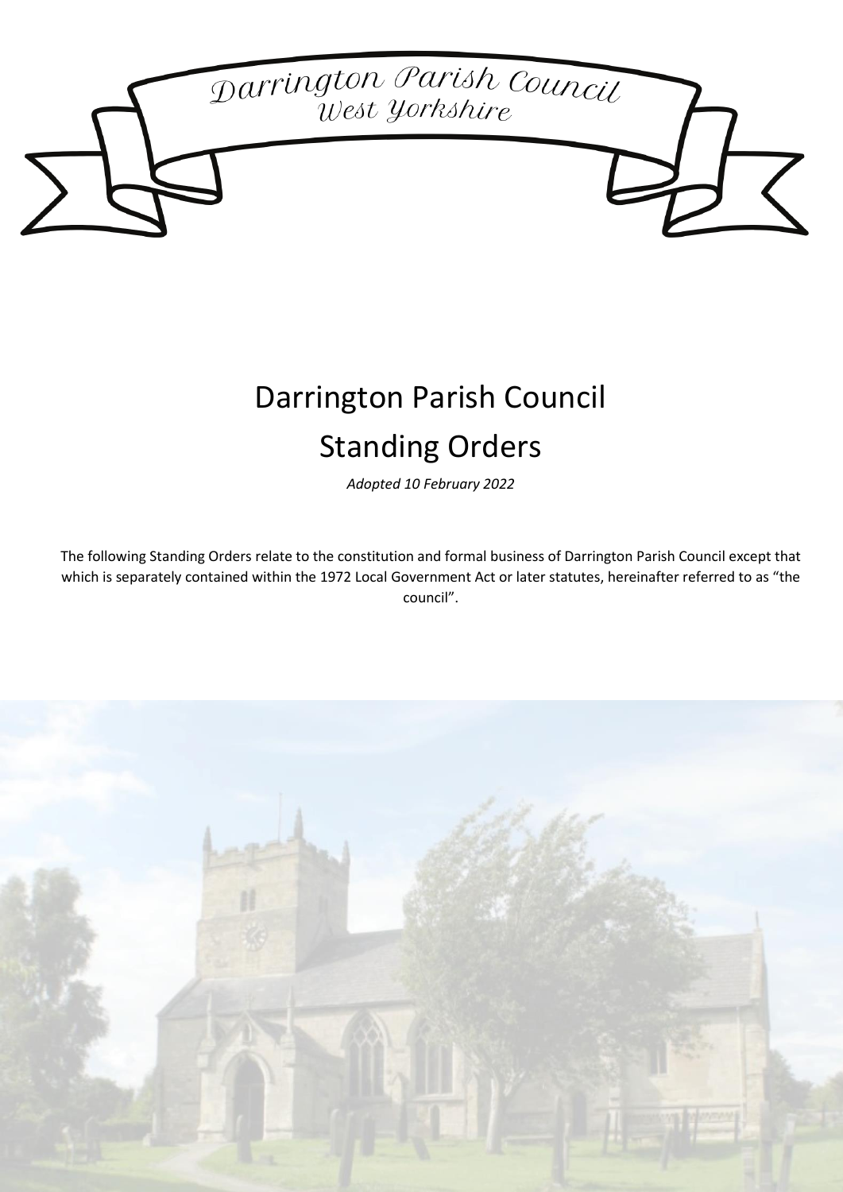Darrington Parish Council
West Yorkshire

# Darrington Parish Council

# Standing Orders

*Adopted 10 February 2022*

The following Standing Orders relate to the constitution and formal business of Darrington Parish Council except that which is separately contained within the 1972 Local Government Act or later statutes, hereinafter referred to as "the council".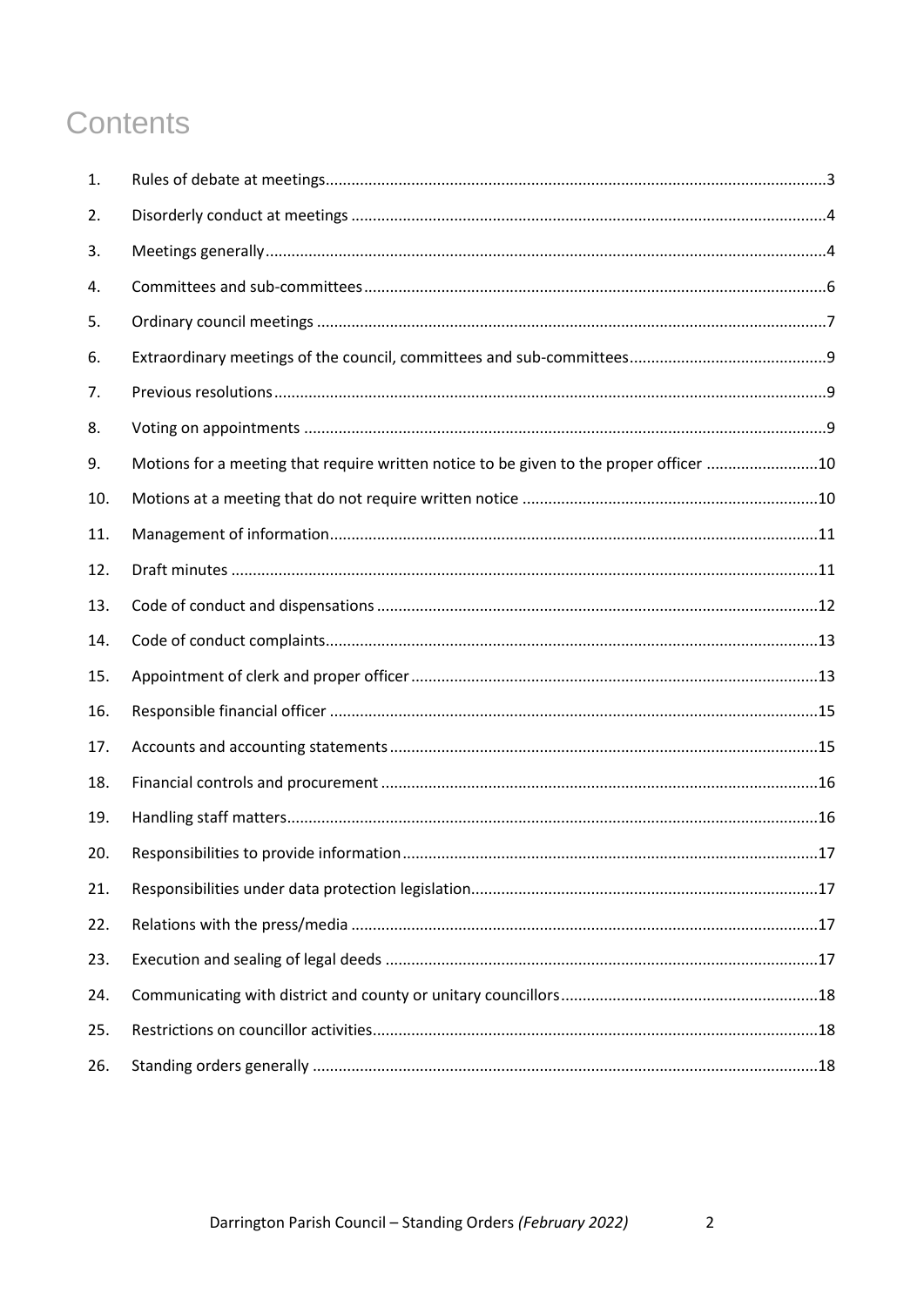# Contents

| | | |
|---|---|---|
| 1. | Rules of debate at meetings | 3 |
| 2. | Disorderly conduct at meetings | 4 |
| 3. | Meetings generally | 4 |
| 4. | Committees and sub-committees | 6 |
| 5. | Ordinary council meetings | 7 |
| 6. | Extraordinary meetings of the council, committees and sub-committees | 9 |
| 7. | Previous resolutions | 9 |
| 8. | Voting on appointments | 9 |
| 9. | Motions for a meeting that require written notice to be given to the proper officer | 10 |
| 10. | Motions at a meeting that do not require written notice | 10 |
| 11. | Management of information | 11 |
| 12. | Draft minutes | 11 |
| 13. | Code of conduct and dispensations | 12 |
| 14. | Code of conduct complaints | 13 |
| 15. | Appointment of clerk and proper officer | 13 |
| 16. | Responsible financial officer | 15 |
| 17. | Accounts and accounting statements | 15 |
| 18. | Financial controls and procurement | 16 |
| 19. | Handling staff matters | 16 |
| 20. | Responsibilities to provide information | 17 |
| 21. | Responsibilities under data protection legislation | 17 |
| 22. | Relations with the press/media | 17 |
| 23. | Execution and sealing of legal deeds | 17 |
| 24. | Communicating with district and county or unitary councillors | 18 |
| 25. | Restrictions on councillor activities | 18 |
| 26. | Standing orders generally | 18 |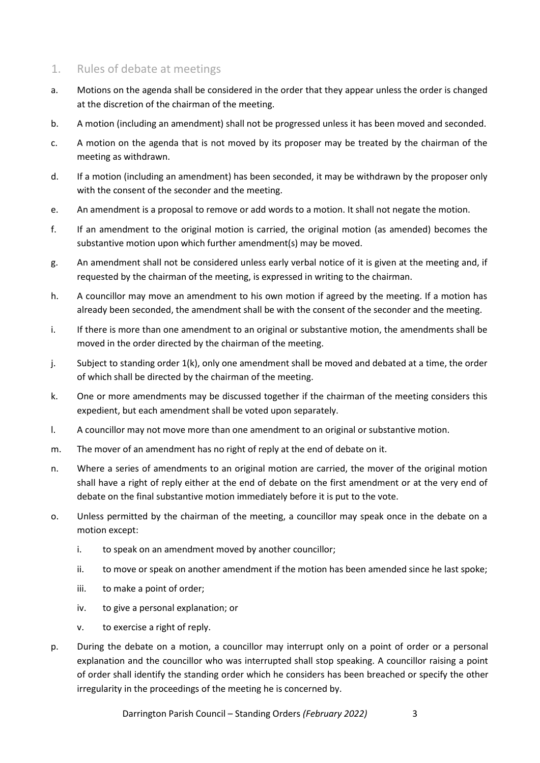## 1. Rules of debate at meetings

a. Motions on the agenda shall be considered in the order that they appear unless the order is changed at the discretion of the chairman of the meeting.

b. A motion (including an amendment) shall not be progressed unless it has been moved and seconded.

c. A motion on the agenda that is not moved by its proposer may be treated by the chairman of the meeting as withdrawn.

d. If a motion (including an amendment) has been seconded, it may be withdrawn by the proposer only with the consent of the seconder and the meeting.

e. An amendment is a proposal to remove or add words to a motion. It shall not negate the motion.

f. If an amendment to the original motion is carried, the original motion (as amended) becomes the substantive motion upon which further amendment(s) may be moved.

g. An amendment shall not be considered unless early verbal notice of it is given at the meeting and, if requested by the chairman of the meeting, is expressed in writing to the chairman.

h. A councillor may move an amendment to his own motion if agreed by the meeting. If a motion has already been seconded, the amendment shall be with the consent of the seconder and the meeting.

i. If there is more than one amendment to an original or substantive motion, the amendments shall be moved in the order directed by the chairman of the meeting.

j. Subject to standing order 1(k), only one amendment shall be moved and debated at a time, the order of which shall be directed by the chairman of the meeting.

k. One or more amendments may be discussed together if the chairman of the meeting considers this expedient, but each amendment shall be voted upon separately.

l. A councillor may not move more than one amendment to an original or substantive motion.

m. The mover of an amendment has no right of reply at the end of debate on it.

n. Where a series of amendments to an original motion are carried, the mover of the original motion shall have a right of reply either at the end of debate on the first amendment or at the very end of debate on the final substantive motion immediately before it is put to the vote.

o. Unless permitted by the chairman of the meeting, a councillor may speak once in the debate on a motion except:

   i. to speak on an amendment moved by another councillor;

   ii. to move or speak on another amendment if the motion has been amended since he last spoke;

   iii. to make a point of order;

   iv. to give a personal explanation; or

   v. to exercise a right of reply.

p. During the debate on a motion, a councillor may interrupt only on a point of order or a personal explanation and the councillor who was interrupted shall stop speaking. A councillor raising a point of order shall identify the standing order which he considers has been breached or specify the other irregularity in the proceedings of the meeting he is concerned by.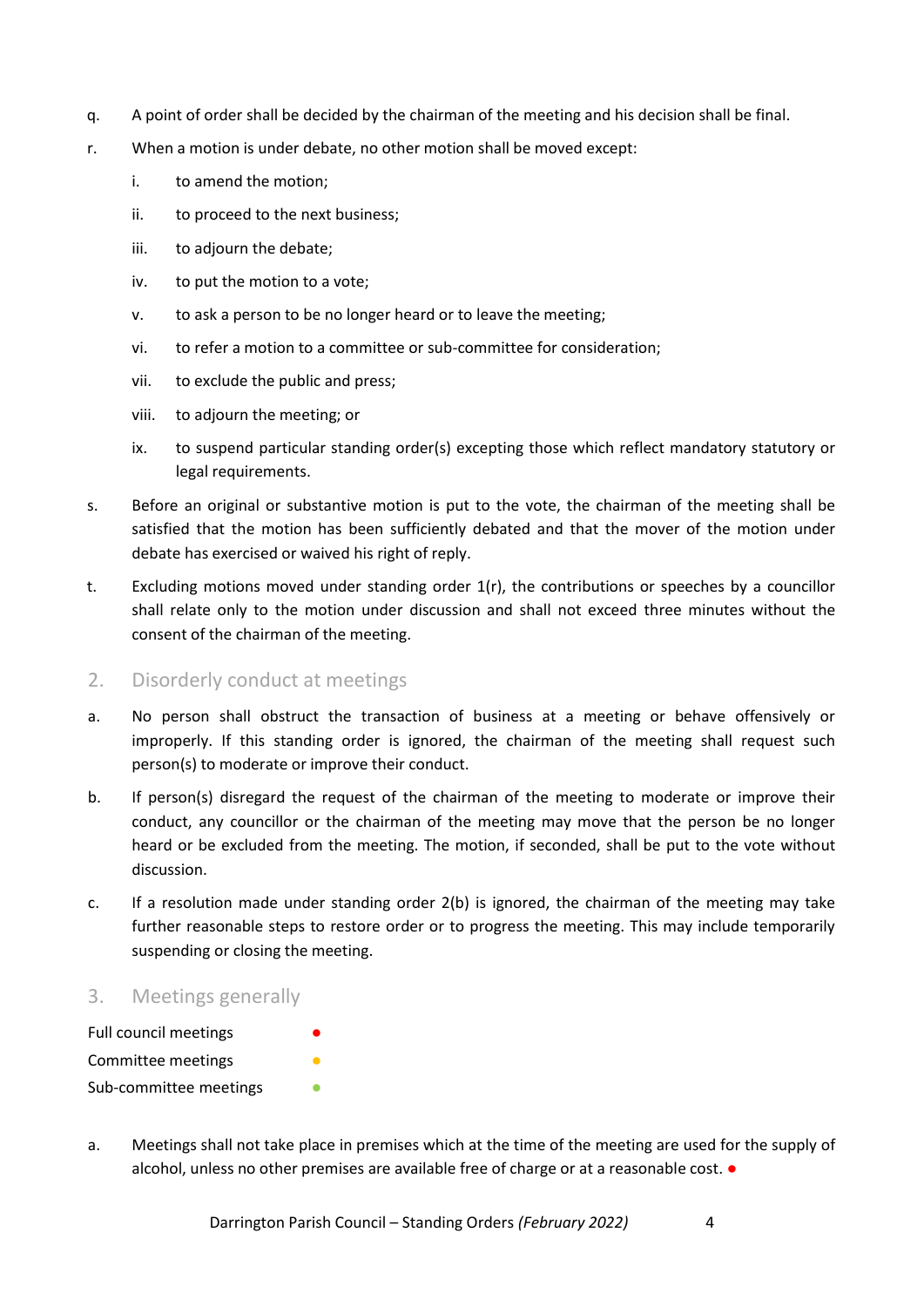q. A point of order shall be decided by the chairman of the meeting and his decision shall be final.

r. When a motion is under debate, no other motion shall be moved except:

   i. to amend the motion;

   ii. to proceed to the next business;

   iii. to adjourn the debate;

   iv. to put the motion to a vote;

   v. to ask a person to be no longer heard or to leave the meeting;

   vi. to refer a motion to a committee or sub-committee for consideration;

   vii. to exclude the public and press;

   viii. to adjourn the meeting; or

   ix. to suspend particular standing order(s) excepting those which reflect mandatory statutory or legal requirements.

s. Before an original or substantive motion is put to the vote, the chairman of the meeting shall be satisfied that the motion has been sufficiently debated and that the mover of the motion under debate has exercised or waived his right of reply.

t. Excluding motions moved under standing order 1(r), the contributions or speeches by a councillor shall relate only to the motion under discussion and shall not exceed three minutes without the consent of the chairman of the meeting.

## 2. Disorderly conduct at meetings

a. No person shall obstruct the transaction of business at a meeting or behave offensively or improperly. If this standing order is ignored, the chairman of the meeting shall request such person(s) to moderate or improve their conduct.

b. If person(s) disregard the request of the chairman of the meeting to moderate or improve their conduct, any councillor or the chairman of the meeting may move that the person be no longer heard or be excluded from the meeting. The motion, if seconded, shall be put to the vote without discussion.

c. If a resolution made under standing order 2(b) is ignored, the chairman of the meeting may take further reasonable steps to restore order or to progress the meeting. This may include temporarily suspending or closing the meeting.

## 3. Meetings generally

Full council meetings ●
Committee meetings ●
Sub-committee meetings ●

a. Meetings shall not take place in premises which at the time of the meeting are used for the supply of alcohol, unless no other premises are available free of charge or at a reasonable cost. ●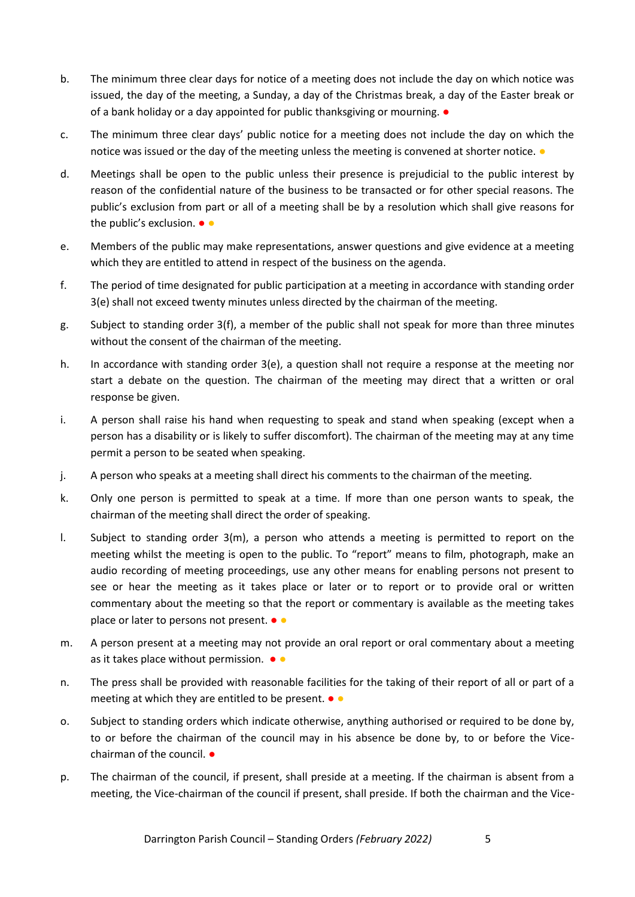b. The minimum three clear days for notice of a meeting does not include the day on which notice was issued, the day of the meeting, a Sunday, a day of the Christmas break, a day of the Easter break or of a bank holiday or a day appointed for public thanksgiving or mourning. ●

c. The minimum three clear days' public notice for a meeting does not include the day on which the notice was issued or the day of the meeting unless the meeting is convened at shorter notice. ●

d. Meetings shall be open to the public unless their presence is prejudicial to the public interest by reason of the confidential nature of the business to be transacted or for other special reasons. The public's exclusion from part or all of a meeting shall be by a resolution which shall give reasons for the public's exclusion. ● ●

e. Members of the public may make representations, answer questions and give evidence at a meeting which they are entitled to attend in respect of the business on the agenda.

f. The period of time designated for public participation at a meeting in accordance with standing order 3(e) shall not exceed twenty minutes unless directed by the chairman of the meeting.

g. Subject to standing order 3(f), a member of the public shall not speak for more than three minutes without the consent of the chairman of the meeting.

h. In accordance with standing order 3(e), a question shall not require a response at the meeting nor start a debate on the question. The chairman of the meeting may direct that a written or oral response be given.

i. A person shall raise his hand when requesting to speak and stand when speaking (except when a person has a disability or is likely to suffer discomfort). The chairman of the meeting may at any time permit a person to be seated when speaking.

j. A person who speaks at a meeting shall direct his comments to the chairman of the meeting.

k. Only one person is permitted to speak at a time. If more than one person wants to speak, the chairman of the meeting shall direct the order of speaking.

l. Subject to standing order 3(m), a person who attends a meeting is permitted to report on the meeting whilst the meeting is open to the public. To "report" means to film, photograph, make an audio recording of meeting proceedings, use any other means for enabling persons not present to see or hear the meeting as it takes place or later or to report or to provide oral or written commentary about the meeting so that the report or commentary is available as the meeting takes place or later to persons not present. ● ●

m. A person present at a meeting may not provide an oral report or oral commentary about a meeting as it takes place without permission. ● ●

n. The press shall be provided with reasonable facilities for the taking of their report of all or part of a meeting at which they are entitled to be present. ● ●

o. Subject to standing orders which indicate otherwise, anything authorised or required to be done by, to or before the chairman of the council may in his absence be done by, to or before the Vice-chairman of the council. ●

p. The chairman of the council, if present, shall preside at a meeting. If the chairman is absent from a meeting, the Vice-chairman of the council if present, shall preside. If both the chairman and the Vice-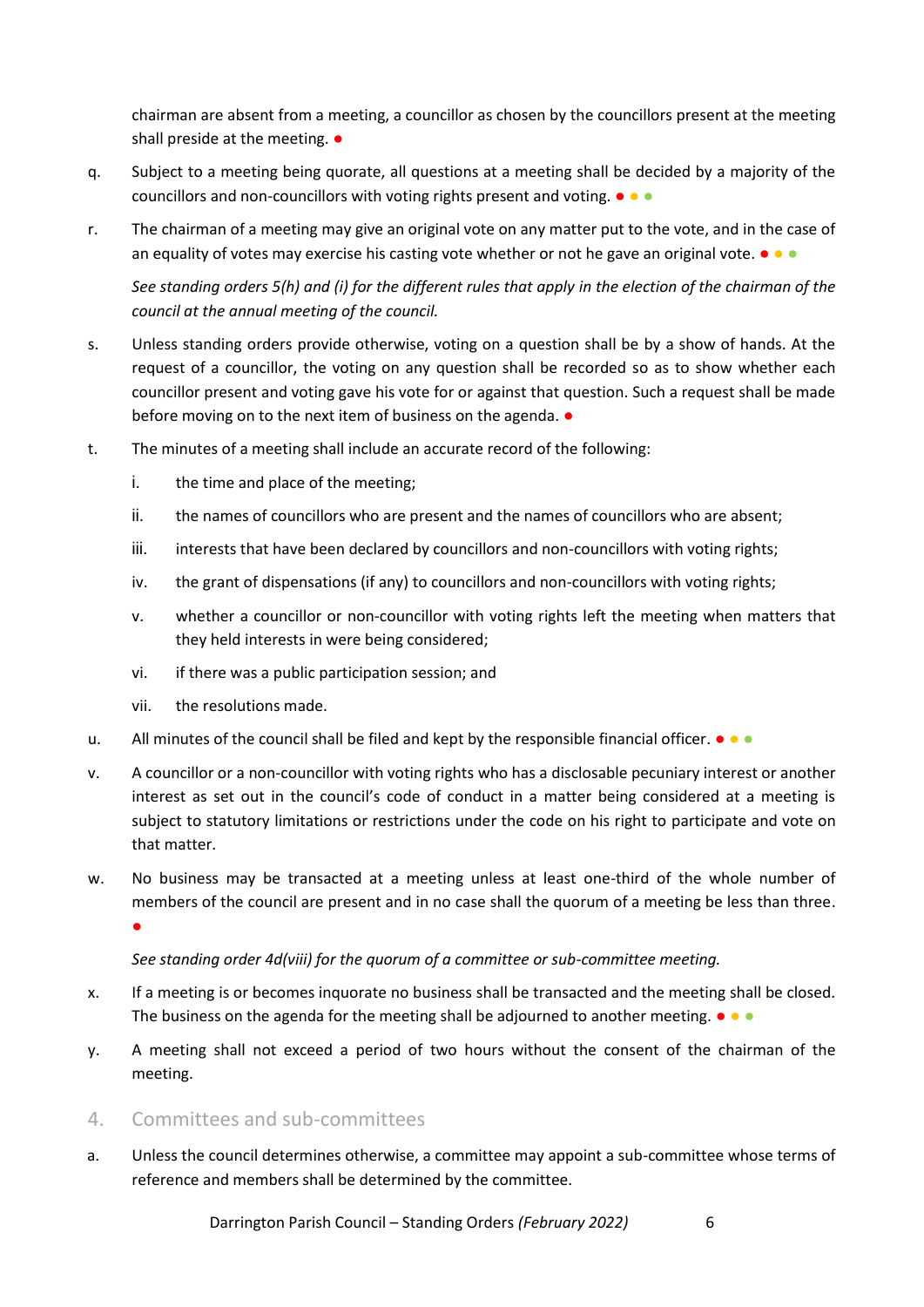chairman are absent from a meeting, a councillor as chosen by the councillors present at the meeting shall preside at the meeting. ●

q. Subject to a meeting being quorate, all questions at a meeting shall be decided by a majority of the councillors and non-councillors with voting rights present and voting. ● ● ●

r. The chairman of a meeting may give an original vote on any matter put to the vote, and in the case of an equality of votes may exercise his casting vote whether or not he gave an original vote. ● ● ●

   *See standing orders 5(h) and (i) for the different rules that apply in the election of the chairman of the council at the annual meeting of the council.*

s. Unless standing orders provide otherwise, voting on a question shall be by a show of hands. At the request of a councillor, the voting on any question shall be recorded so as to show whether each councillor present and voting gave his vote for or against that question. Such a request shall be made before moving on to the next item of business on the agenda. ●

t. The minutes of a meeting shall include an accurate record of the following:

   i. the time and place of the meeting;

   ii. the names of councillors who are present and the names of councillors who are absent;

   iii. interests that have been declared by councillors and non-councillors with voting rights;

   iv. the grant of dispensations (if any) to councillors and non-councillors with voting rights;

   v. whether a councillor or non-councillor with voting rights left the meeting when matters that they held interests in were being considered;

   vi. if there was a public participation session; and

   vii. the resolutions made.

u. All minutes of the council shall be filed and kept by the responsible financial officer. ● ● ●

v. A councillor or a non-councillor with voting rights who has a disclosable pecuniary interest or another interest as set out in the council's code of conduct in a matter being considered at a meeting is subject to statutory limitations or restrictions under the code on his right to participate and vote on that matter.

w. No business may be transacted at a meeting unless at least one-third of the whole number of members of the council are present and in no case shall the quorum of a meeting be less than three. ●

   *See standing order 4d(viii) for the quorum of a committee or sub-committee meeting.*

x. If a meeting is or becomes inquorate no business shall be transacted and the meeting shall be closed. The business on the agenda for the meeting shall be adjourned to another meeting. ● ● ●

y. A meeting shall not exceed a period of two hours without the consent of the chairman of the meeting.

## 4. Committees and sub-committees

a. Unless the council determines otherwise, a committee may appoint a sub-committee whose terms of reference and members shall be determined by the committee.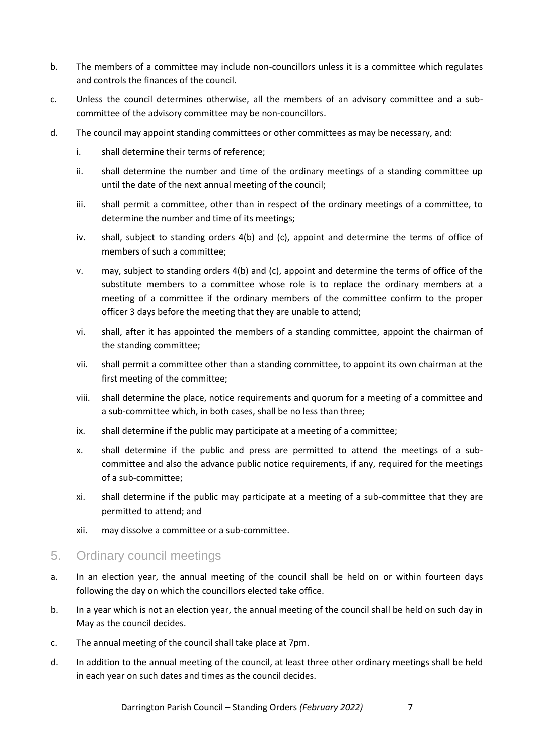b. The members of a committee may include non-councillors unless it is a committee which regulates and controls the finances of the council.

c. Unless the council determines otherwise, all the members of an advisory committee and a sub-committee of the advisory committee may be non-councillors.

d. The council may appoint standing committees or other committees as may be necessary, and:

   i. shall determine their terms of reference;

   ii. shall determine the number and time of the ordinary meetings of a standing committee up until the date of the next annual meeting of the council;

   iii. shall permit a committee, other than in respect of the ordinary meetings of a committee, to determine the number and time of its meetings;

   iv. shall, subject to standing orders 4(b) and (c), appoint and determine the terms of office of members of such a committee;

   v. may, subject to standing orders 4(b) and (c), appoint and determine the terms of office of the substitute members to a committee whose role is to replace the ordinary members at a meeting of a committee if the ordinary members of the committee confirm to the proper officer 3 days before the meeting that they are unable to attend;

   vi. shall, after it has appointed the members of a standing committee, appoint the chairman of the standing committee;

   vii. shall permit a committee other than a standing committee, to appoint its own chairman at the first meeting of the committee;

   viii. shall determine the place, notice requirements and quorum for a meeting of a committee and a sub-committee which, in both cases, shall be no less than three;

   ix. shall determine if the public may participate at a meeting of a committee;

   x. shall determine if the public and press are permitted to attend the meetings of a sub-committee and also the advance public notice requirements, if any, required for the meetings of a sub-committee;

   xi. shall determine if the public may participate at a meeting of a sub-committee that they are permitted to attend; and

   xii. may dissolve a committee or a sub-committee.

## 5. Ordinary council meetings

a. In an election year, the annual meeting of the council shall be held on or within fourteen days following the day on which the councillors elected take office.

b. In a year which is not an election year, the annual meeting of the council shall be held on such day in May as the council decides.

c. The annual meeting of the council shall take place at 7pm.

d. In addition to the annual meeting of the council, at least three other ordinary meetings shall be held in each year on such dates and times as the council decides.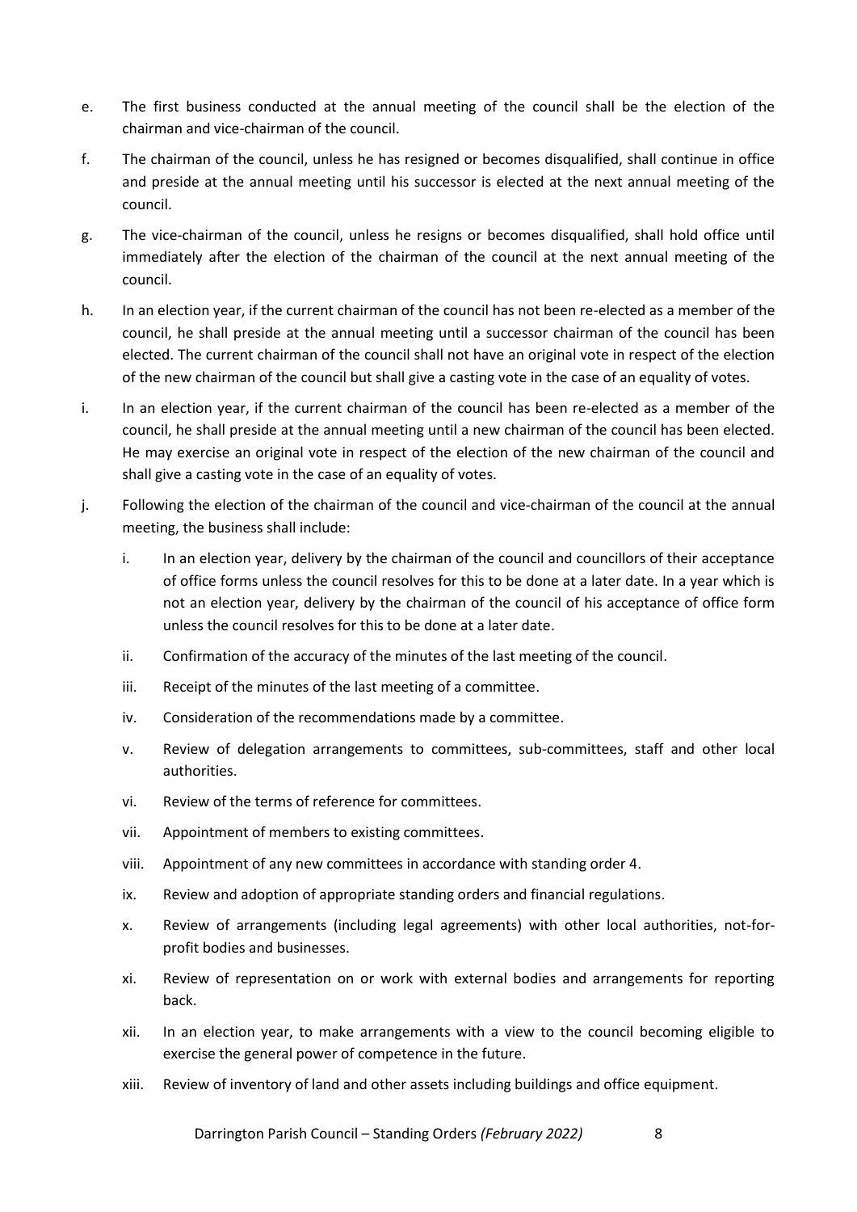e. The first business conducted at the annual meeting of the council shall be the election of the chairman and vice-chairman of the council.

f. The chairman of the council, unless he has resigned or becomes disqualified, shall continue in office and preside at the annual meeting until his successor is elected at the next annual meeting of the council.

g. The vice-chairman of the council, unless he resigns or becomes disqualified, shall hold office until immediately after the election of the chairman of the council at the next annual meeting of the council.

h. In an election year, if the current chairman of the council has not been re-elected as a member of the council, he shall preside at the annual meeting until a successor chairman of the council has been elected. The current chairman of the council shall not have an original vote in respect of the election of the new chairman of the council but shall give a casting vote in the case of an equality of votes.

i. In an election year, if the current chairman of the council has been re-elected as a member of the council, he shall preside at the annual meeting until a new chairman of the council has been elected. He may exercise an original vote in respect of the election of the new chairman of the council and shall give a casting vote in the case of an equality of votes.

j. Following the election of the chairman of the council and vice-chairman of the council at the annual meeting, the business shall include:

   i. In an election year, delivery by the chairman of the council and councillors of their acceptance of office forms unless the council resolves for this to be done at a later date. In a year which is not an election year, delivery by the chairman of the council of his acceptance of office form unless the council resolves for this to be done at a later date.

   ii. Confirmation of the accuracy of the minutes of the last meeting of the council.

   iii. Receipt of the minutes of the last meeting of a committee.

   iv. Consideration of the recommendations made by a committee.

   v. Review of delegation arrangements to committees, sub-committees, staff and other local authorities.

   vi. Review of the terms of reference for committees.

   vii. Appointment of members to existing committees.

   viii. Appointment of any new committees in accordance with standing order 4.

   ix. Review and adoption of appropriate standing orders and financial regulations.

   x. Review of arrangements (including legal agreements) with other local authorities, not-for-profit bodies and businesses.

   xi. Review of representation on or work with external bodies and arrangements for reporting back.

   xii. In an election year, to make arrangements with a view to the council becoming eligible to exercise the general power of competence in the future.

   xiii. Review of inventory of land and other assets including buildings and office equipment.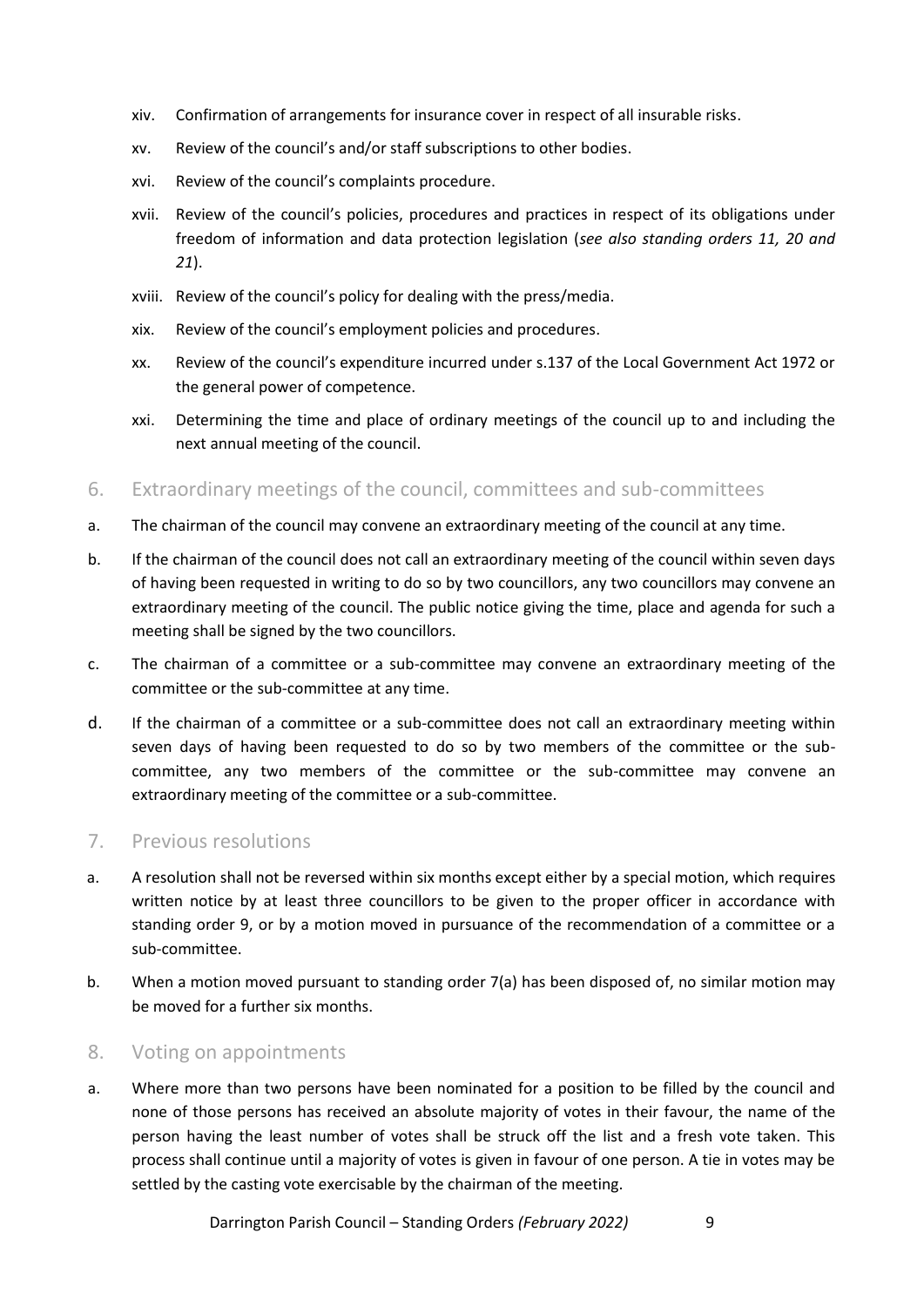- xiv. Confirmation of arrangements for insurance cover in respect of all insurable risks.
- xv. Review of the council's and/or staff subscriptions to other bodies.
- xvi. Review of the council's complaints procedure.
- xvii. Review of the council's policies, procedures and practices in respect of its obligations under freedom of information and data protection legislation (*see also standing orders 11, 20 and 21*).
- xviii. Review of the council's policy for dealing with the press/media.
- xix. Review of the council's employment policies and procedures.
- xx. Review of the council's expenditure incurred under s.137 of the Local Government Act 1972 or the general power of competence.
- xxi. Determining the time and place of ordinary meetings of the council up to and including the next annual meeting of the council.

## 6. Extraordinary meetings of the council, committees and sub-committees

a. The chairman of the council may convene an extraordinary meeting of the council at any time.

b. If the chairman of the council does not call an extraordinary meeting of the council within seven days of having been requested in writing to do so by two councillors, any two councillors may convene an extraordinary meeting of the council. The public notice giving the time, place and agenda for such a meeting shall be signed by the two councillors.

c. The chairman of a committee or a sub-committee may convene an extraordinary meeting of the committee or the sub-committee at any time.

d. If the chairman of a committee or a sub-committee does not call an extraordinary meeting within seven days of having been requested to do so by two members of the committee or the sub-committee, any two members of the committee or the sub-committee may convene an extraordinary meeting of the committee or a sub-committee.

## 7. Previous resolutions

a. A resolution shall not be reversed within six months except either by a special motion, which requires written notice by at least three councillors to be given to the proper officer in accordance with standing order 9, or by a motion moved in pursuance of the recommendation of a committee or a sub-committee.

b. When a motion moved pursuant to standing order 7(a) has been disposed of, no similar motion may be moved for a further six months.

## 8. Voting on appointments

a. Where more than two persons have been nominated for a position to be filled by the council and none of those persons has received an absolute majority of votes in their favour, the name of the person having the least number of votes shall be struck off the list and a fresh vote taken. This process shall continue until a majority of votes is given in favour of one person. A tie in votes may be settled by the casting vote exercisable by the chairman of the meeting.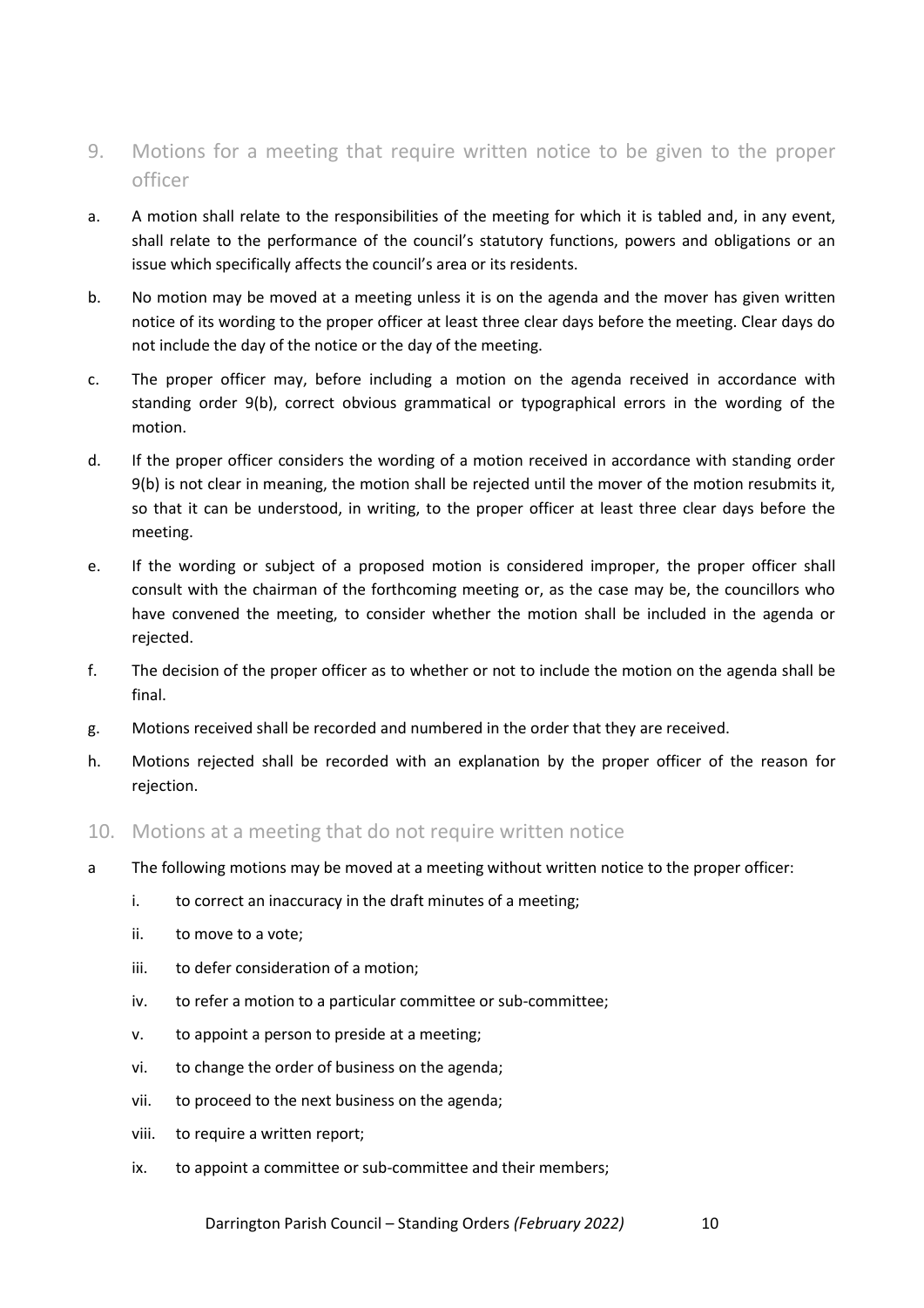## 9. Motions for a meeting that require written notice to be given to the proper officer

a. A motion shall relate to the responsibilities of the meeting for which it is tabled and, in any event, shall relate to the performance of the council's statutory functions, powers and obligations or an issue which specifically affects the council's area or its residents.

b. No motion may be moved at a meeting unless it is on the agenda and the mover has given written notice of its wording to the proper officer at least three clear days before the meeting. Clear days do not include the day of the notice or the day of the meeting.

c. The proper officer may, before including a motion on the agenda received in accordance with standing order 9(b), correct obvious grammatical or typographical errors in the wording of the motion.

d. If the proper officer considers the wording of a motion received in accordance with standing order 9(b) is not clear in meaning, the motion shall be rejected until the mover of the motion resubmits it, so that it can be understood, in writing, to the proper officer at least three clear days before the meeting.

e. If the wording or subject of a proposed motion is considered improper, the proper officer shall consult with the chairman of the forthcoming meeting or, as the case may be, the councillors who have convened the meeting, to consider whether the motion shall be included in the agenda or rejected.

f. The decision of the proper officer as to whether or not to include the motion on the agenda shall be final.

g. Motions received shall be recorded and numbered in the order that they are received.

h. Motions rejected shall be recorded with an explanation by the proper officer of the reason for rejection.

## 10. Motions at a meeting that do not require written notice

a The following motions may be moved at a meeting without written notice to the proper officer:

   i. to correct an inaccuracy in the draft minutes of a meeting;

   ii. to move to a vote;

   iii. to defer consideration of a motion;

   iv. to refer a motion to a particular committee or sub-committee;

   v. to appoint a person to preside at a meeting;

   vi. to change the order of business on the agenda;

   vii. to proceed to the next business on the agenda;

   viii. to require a written report;

   ix. to appoint a committee or sub-committee and their members;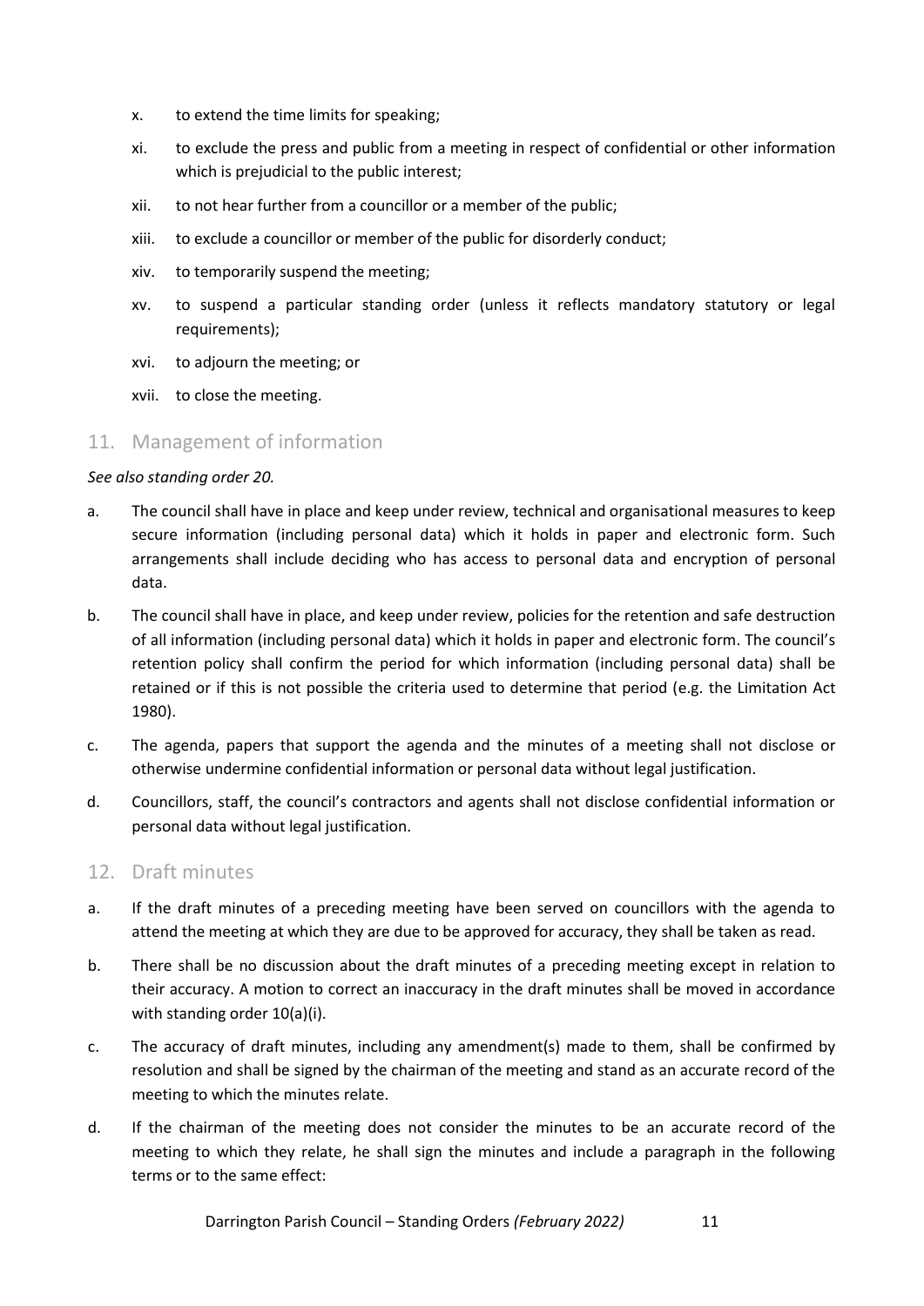x. to extend the time limits for speaking;

xi. to exclude the press and public from a meeting in respect of confidential or other information which is prejudicial to the public interest;

xii. to not hear further from a councillor or a member of the public;

xiii. to exclude a councillor or member of the public for disorderly conduct;

xiv. to temporarily suspend the meeting;

xv. to suspend a particular standing order (unless it reflects mandatory statutory or legal requirements);

xvi. to adjourn the meeting; or

xvii. to close the meeting.

## 11. Management of information

*See also standing order 20.*

a. The council shall have in place and keep under review, technical and organisational measures to keep secure information (including personal data) which it holds in paper and electronic form. Such arrangements shall include deciding who has access to personal data and encryption of personal data.

b. The council shall have in place, and keep under review, policies for the retention and safe destruction of all information (including personal data) which it holds in paper and electronic form. The council's retention policy shall confirm the period for which information (including personal data) shall be retained or if this is not possible the criteria used to determine that period (e.g. the Limitation Act 1980).

c. The agenda, papers that support the agenda and the minutes of a meeting shall not disclose or otherwise undermine confidential information or personal data without legal justification.

d. Councillors, staff, the council's contractors and agents shall not disclose confidential information or personal data without legal justification.

## 12. Draft minutes

a. If the draft minutes of a preceding meeting have been served on councillors with the agenda to attend the meeting at which they are due to be approved for accuracy, they shall be taken as read.

b. There shall be no discussion about the draft minutes of a preceding meeting except in relation to their accuracy. A motion to correct an inaccuracy in the draft minutes shall be moved in accordance with standing order 10(a)(i).

c. The accuracy of draft minutes, including any amendment(s) made to them, shall be confirmed by resolution and shall be signed by the chairman of the meeting and stand as an accurate record of the meeting to which the minutes relate.

d. If the chairman of the meeting does not consider the minutes to be an accurate record of the meeting to which they relate, he shall sign the minutes and include a paragraph in the following terms or to the same effect: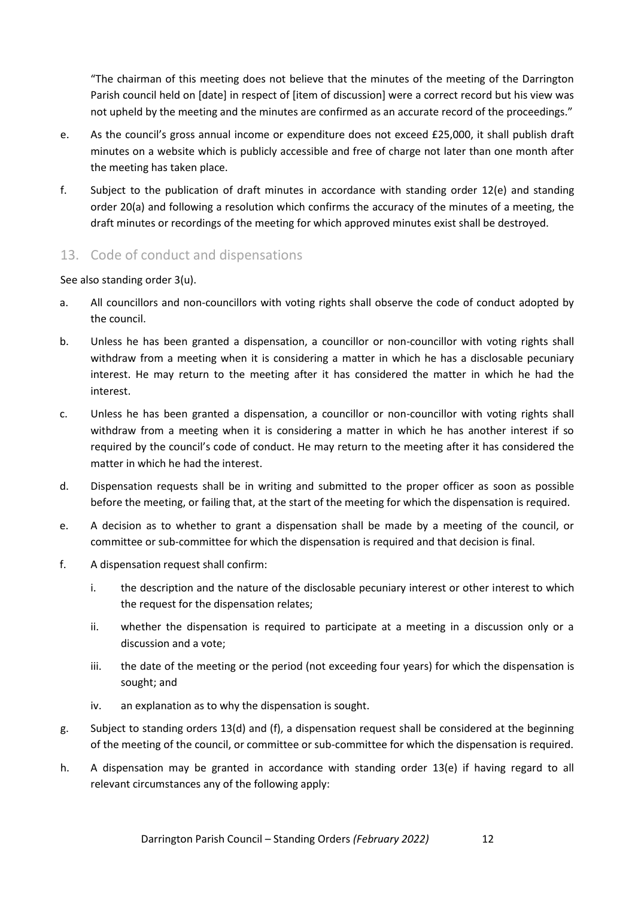"The chairman of this meeting does not believe that the minutes of the meeting of the Darrington Parish council held on [date] in respect of [item of discussion] were a correct record but his view was not upheld by the meeting and the minutes are confirmed as an accurate record of the proceedings."

e. As the council's gross annual income or expenditure does not exceed £25,000, it shall publish draft minutes on a website which is publicly accessible and free of charge not later than one month after the meeting has taken place.

f. Subject to the publication of draft minutes in accordance with standing order 12(e) and standing order 20(a) and following a resolution which confirms the accuracy of the minutes of a meeting, the draft minutes or recordings of the meeting for which approved minutes exist shall be destroyed.

## 13. Code of conduct and dispensations

See also standing order 3(u).

a. All councillors and non-councillors with voting rights shall observe the code of conduct adopted by the council.

b. Unless he has been granted a dispensation, a councillor or non-councillor with voting rights shall withdraw from a meeting when it is considering a matter in which he has a disclosable pecuniary interest. He may return to the meeting after it has considered the matter in which he had the interest.

c. Unless he has been granted a dispensation, a councillor or non-councillor with voting rights shall withdraw from a meeting when it is considering a matter in which he has another interest if so required by the council's code of conduct. He may return to the meeting after it has considered the matter in which he had the interest.

d. Dispensation requests shall be in writing and submitted to the proper officer as soon as possible before the meeting, or failing that, at the start of the meeting for which the dispensation is required.

e. A decision as to whether to grant a dispensation shall be made by a meeting of the council, or committee or sub-committee for which the dispensation is required and that decision is final.

f. A dispensation request shall confirm:

   i. the description and the nature of the disclosable pecuniary interest or other interest to which the request for the dispensation relates;

   ii. whether the dispensation is required to participate at a meeting in a discussion only or a discussion and a vote;

   iii. the date of the meeting or the period (not exceeding four years) for which the dispensation is sought; and

   iv. an explanation as to why the dispensation is sought.

g. Subject to standing orders 13(d) and (f), a dispensation request shall be considered at the beginning of the meeting of the council, or committee or sub-committee for which the dispensation is required.

h. A dispensation may be granted in accordance with standing order 13(e) if having regard to all relevant circumstances any of the following apply: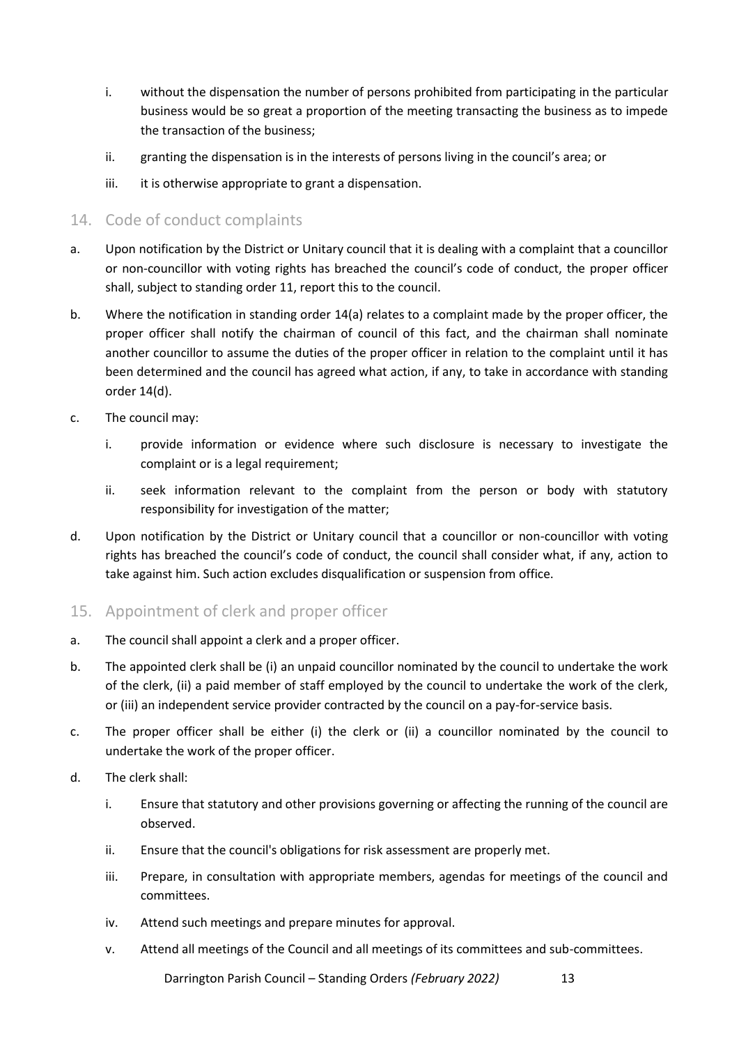i. without the dispensation the number of persons prohibited from participating in the particular business would be so great a proportion of the meeting transacting the business as to impede the transaction of the business;

ii. granting the dispensation is in the interests of persons living in the council's area; or

iii. it is otherwise appropriate to grant a dispensation.

## 14. Code of conduct complaints

a. Upon notification by the District or Unitary council that it is dealing with a complaint that a councillor or non-councillor with voting rights has breached the council's code of conduct, the proper officer shall, subject to standing order 11, report this to the council.

b. Where the notification in standing order 14(a) relates to a complaint made by the proper officer, the proper officer shall notify the chairman of council of this fact, and the chairman shall nominate another councillor to assume the duties of the proper officer in relation to the complaint until it has been determined and the council has agreed what action, if any, to take in accordance with standing order 14(d).

c. The council may:

   i. provide information or evidence where such disclosure is necessary to investigate the complaint or is a legal requirement;

   ii. seek information relevant to the complaint from the person or body with statutory responsibility for investigation of the matter;

d. Upon notification by the District or Unitary council that a councillor or non-councillor with voting rights has breached the council's code of conduct, the council shall consider what, if any, action to take against him. Such action excludes disqualification or suspension from office.

## 15. Appointment of clerk and proper officer

a. The council shall appoint a clerk and a proper officer.

b. The appointed clerk shall be (i) an unpaid councillor nominated by the council to undertake the work of the clerk, (ii) a paid member of staff employed by the council to undertake the work of the clerk, or (iii) an independent service provider contracted by the council on a pay-for-service basis.

c. The proper officer shall be either (i) the clerk or (ii) a councillor nominated by the council to undertake the work of the proper officer.

d. The clerk shall:

   i. Ensure that statutory and other provisions governing or affecting the running of the council are observed.

   ii. Ensure that the council's obligations for risk assessment are properly met.

   iii. Prepare, in consultation with appropriate members, agendas for meetings of the council and committees.

   iv. Attend such meetings and prepare minutes for approval.

   v. Attend all meetings of the Council and all meetings of its committees and sub-committees.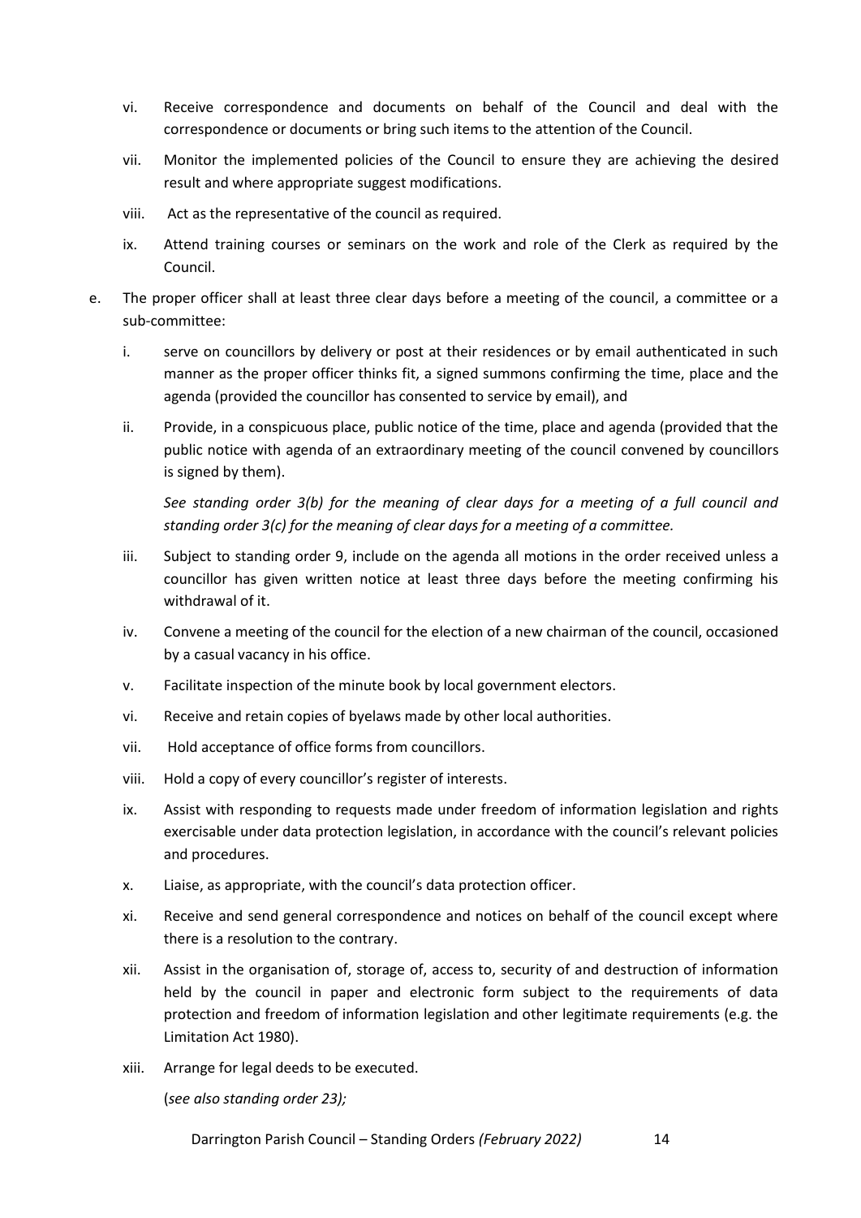vi. Receive correspondence and documents on behalf of the Council and deal with the correspondence or documents or bring such items to the attention of the Council.

vii. Monitor the implemented policies of the Council to ensure they are achieving the desired result and where appropriate suggest modifications.

viii. Act as the representative of the council as required.

ix. Attend training courses or seminars on the work and role of the Clerk as required by the Council.

e. The proper officer shall at least three clear days before a meeting of the council, a committee or a sub-committee:

   i. serve on councillors by delivery or post at their residences or by email authenticated in such manner as the proper officer thinks fit, a signed summons confirming the time, place and the agenda (provided the councillor has consented to service by email), and

   ii. Provide, in a conspicuous place, public notice of the time, place and agenda (provided that the public notice with agenda of an extraordinary meeting of the council convened by councillors is signed by them).

   *See standing order 3(b) for the meaning of clear days for a meeting of a full council and standing order 3(c) for the meaning of clear days for a meeting of a committee.*

   iii. Subject to standing order 9, include on the agenda all motions in the order received unless a councillor has given written notice at least three days before the meeting confirming his withdrawal of it.

   iv. Convene a meeting of the council for the election of a new chairman of the council, occasioned by a casual vacancy in his office.

   v. Facilitate inspection of the minute book by local government electors.

   vi. Receive and retain copies of byelaws made by other local authorities.

   vii. Hold acceptance of office forms from councillors.

   viii. Hold a copy of every councillor's register of interests.

   ix. Assist with responding to requests made under freedom of information legislation and rights exercisable under data protection legislation, in accordance with the council's relevant policies and procedures.

   x. Liaise, as appropriate, with the council's data protection officer.

   xi. Receive and send general correspondence and notices on behalf of the council except where there is a resolution to the contrary.

   xii. Assist in the organisation of, storage of, access to, security of and destruction of information held by the council in paper and electronic form subject to the requirements of data protection and freedom of information legislation and other legitimate requirements (e.g. the Limitation Act 1980).

   xiii. Arrange for legal deeds to be executed.

   (*see also standing order 23);*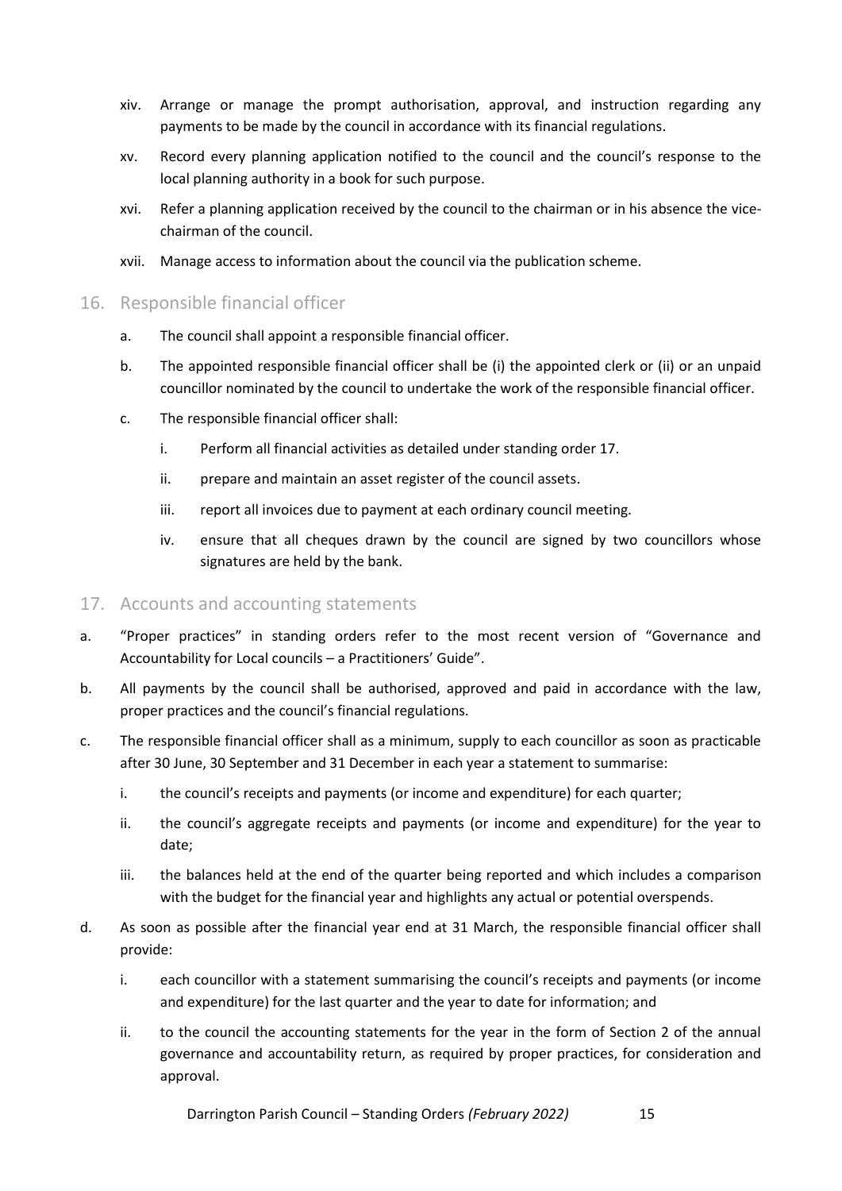xiv. Arrange or manage the prompt authorisation, approval, and instruction regarding any payments to be made by the council in accordance with its financial regulations.

xv. Record every planning application notified to the council and the council's response to the local planning authority in a book for such purpose.

xvi. Refer a planning application received by the council to the chairman or in his absence the vice-chairman of the council.

xvii. Manage access to information about the council via the publication scheme.

## 16. Responsible financial officer

a. The council shall appoint a responsible financial officer.

b. The appointed responsible financial officer shall be (i) the appointed clerk or (ii) or an unpaid councillor nominated by the council to undertake the work of the responsible financial officer.

c. The responsible financial officer shall:

   i. Perform all financial activities as detailed under standing order 17.

   ii. prepare and maintain an asset register of the council assets.

   iii. report all invoices due to payment at each ordinary council meeting.

   iv. ensure that all cheques drawn by the council are signed by two councillors whose signatures are held by the bank.

## 17. Accounts and accounting statements

a. "Proper practices" in standing orders refer to the most recent version of "Governance and Accountability for Local councils – a Practitioners' Guide".

b. All payments by the council shall be authorised, approved and paid in accordance with the law, proper practices and the council's financial regulations.

c. The responsible financial officer shall as a minimum, supply to each councillor as soon as practicable after 30 June, 30 September and 31 December in each year a statement to summarise:

   i. the council's receipts and payments (or income and expenditure) for each quarter;

   ii. the council's aggregate receipts and payments (or income and expenditure) for the year to date;

   iii. the balances held at the end of the quarter being reported and which includes a comparison with the budget for the financial year and highlights any actual or potential overspends.

d. As soon as possible after the financial year end at 31 March, the responsible financial officer shall provide:

   i. each councillor with a statement summarising the council's receipts and payments (or income and expenditure) for the last quarter and the year to date for information; and

   ii. to the council the accounting statements for the year in the form of Section 2 of the annual governance and accountability return, as required by proper practices, for consideration and approval.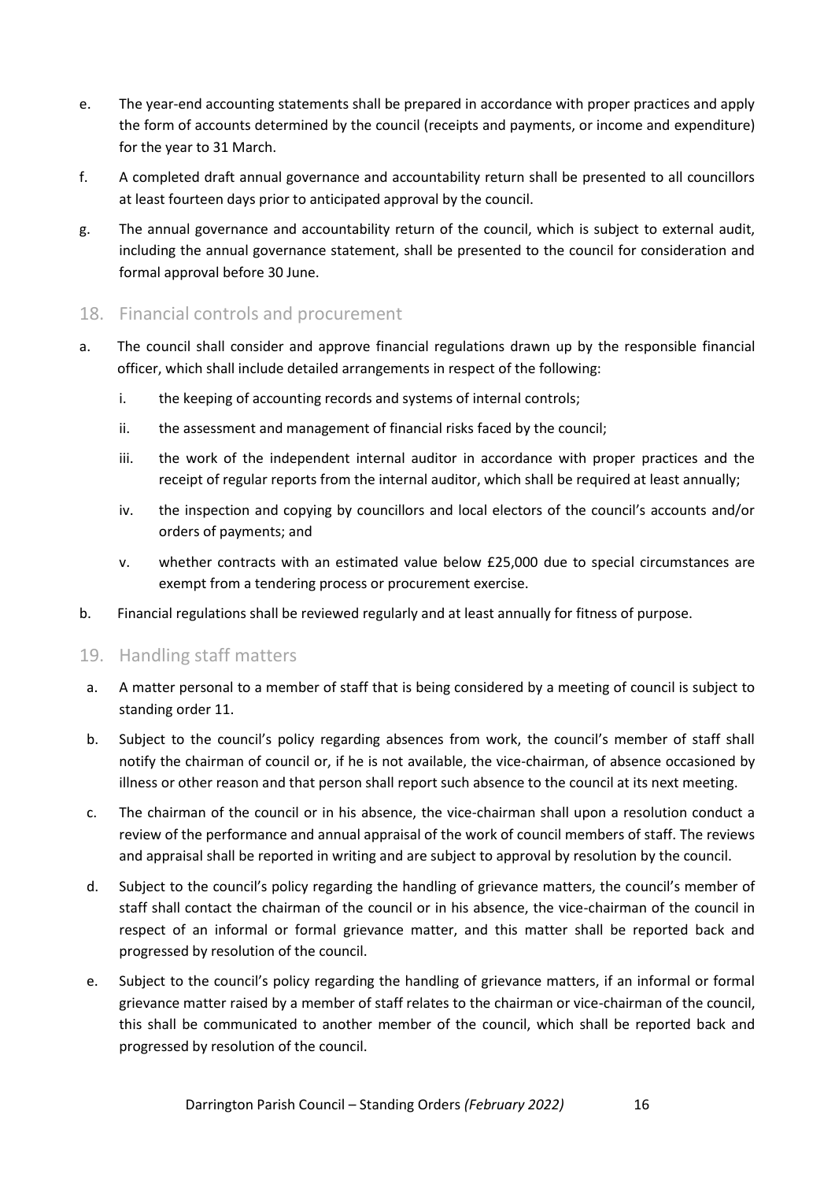e. The year-end accounting statements shall be prepared in accordance with proper practices and apply the form of accounts determined by the council (receipts and payments, or income and expenditure) for the year to 31 March.

f. A completed draft annual governance and accountability return shall be presented to all councillors at least fourteen days prior to anticipated approval by the council.

g. The annual governance and accountability return of the council, which is subject to external audit, including the annual governance statement, shall be presented to the council for consideration and formal approval before 30 June.

## 18. Financial controls and procurement

a. The council shall consider and approve financial regulations drawn up by the responsible financial officer, which shall include detailed arrangements in respect of the following:

   i. the keeping of accounting records and systems of internal controls;

   ii. the assessment and management of financial risks faced by the council;

   iii. the work of the independent internal auditor in accordance with proper practices and the receipt of regular reports from the internal auditor, which shall be required at least annually;

   iv. the inspection and copying by councillors and local electors of the council's accounts and/or orders of payments; and

   v. whether contracts with an estimated value below £25,000 due to special circumstances are exempt from a tendering process or procurement exercise.

b. Financial regulations shall be reviewed regularly and at least annually for fitness of purpose.

## 19. Handling staff matters

a. A matter personal to a member of staff that is being considered by a meeting of council is subject to standing order 11.

b. Subject to the council's policy regarding absences from work, the council's member of staff shall notify the chairman of council or, if he is not available, the vice-chairman, of absence occasioned by illness or other reason and that person shall report such absence to the council at its next meeting.

c. The chairman of the council or in his absence, the vice-chairman shall upon a resolution conduct a review of the performance and annual appraisal of the work of council members of staff. The reviews and appraisal shall be reported in writing and are subject to approval by resolution by the council.

d. Subject to the council's policy regarding the handling of grievance matters, the council's member of staff shall contact the chairman of the council or in his absence, the vice-chairman of the council in respect of an informal or formal grievance matter, and this matter shall be reported back and progressed by resolution of the council.

e. Subject to the council's policy regarding the handling of grievance matters, if an informal or formal grievance matter raised by a member of staff relates to the chairman or vice-chairman of the council, this shall be communicated to another member of the council, which shall be reported back and progressed by resolution of the council.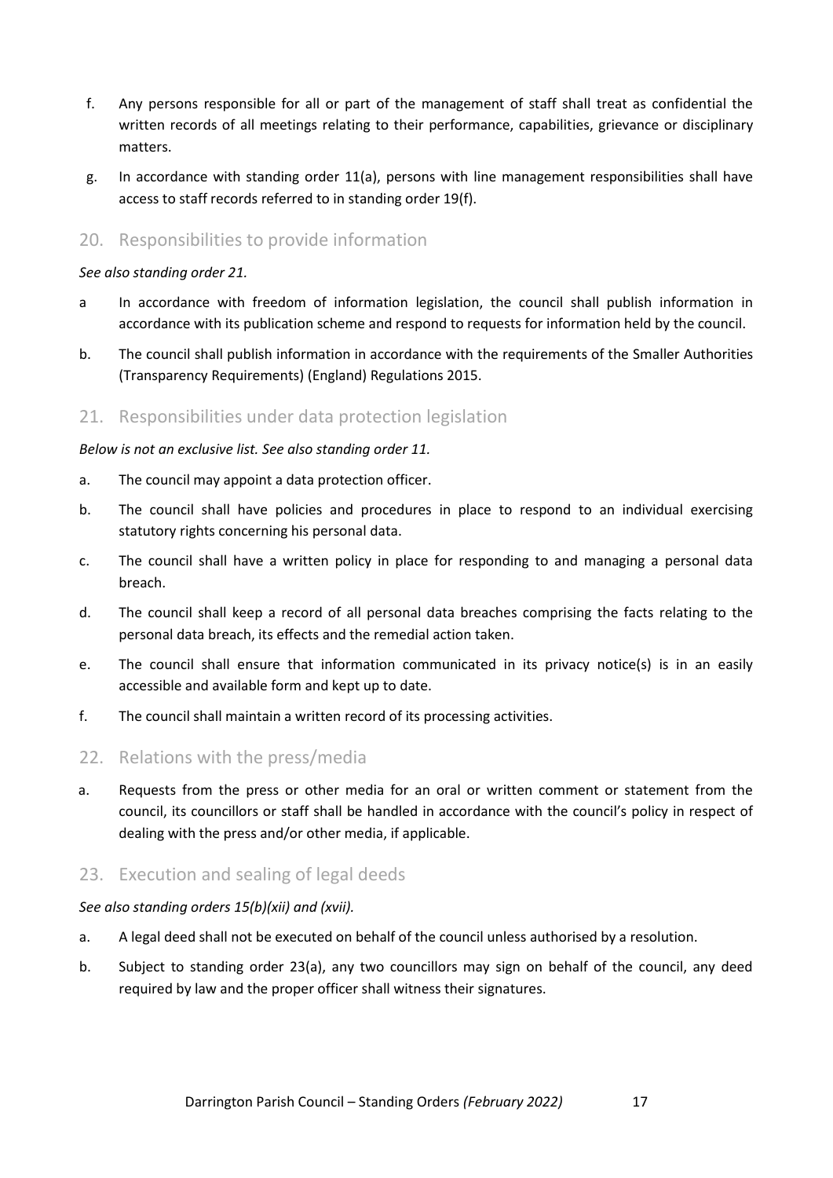f. Any persons responsible for all or part of the management of staff shall treat as confidential the written records of all meetings relating to their performance, capabilities, grievance or disciplinary matters.

g. In accordance with standing order 11(a), persons with line management responsibilities shall have access to staff records referred to in standing order 19(f).

## 20. Responsibilities to provide information

*See also standing order 21.*

a In accordance with freedom of information legislation, the council shall publish information in accordance with its publication scheme and respond to requests for information held by the council.

b. The council shall publish information in accordance with the requirements of the Smaller Authorities (Transparency Requirements) (England) Regulations 2015.

## 21. Responsibilities under data protection legislation

*Below is not an exclusive list. See also standing order 11.*

a. The council may appoint a data protection officer.

b. The council shall have policies and procedures in place to respond to an individual exercising statutory rights concerning his personal data.

c. The council shall have a written policy in place for responding to and managing a personal data breach.

d. The council shall keep a record of all personal data breaches comprising the facts relating to the personal data breach, its effects and the remedial action taken.

e. The council shall ensure that information communicated in its privacy notice(s) is in an easily accessible and available form and kept up to date.

f. The council shall maintain a written record of its processing activities.

## 22. Relations with the press/media

a. Requests from the press or other media for an oral or written comment or statement from the council, its councillors or staff shall be handled in accordance with the council's policy in respect of dealing with the press and/or other media, if applicable.

## 23. Execution and sealing of legal deeds

*See also standing orders 15(b)(xii) and (xvii).*

a. A legal deed shall not be executed on behalf of the council unless authorised by a resolution.

b. Subject to standing order 23(a), any two councillors may sign on behalf of the council, any deed required by law and the proper officer shall witness their signatures.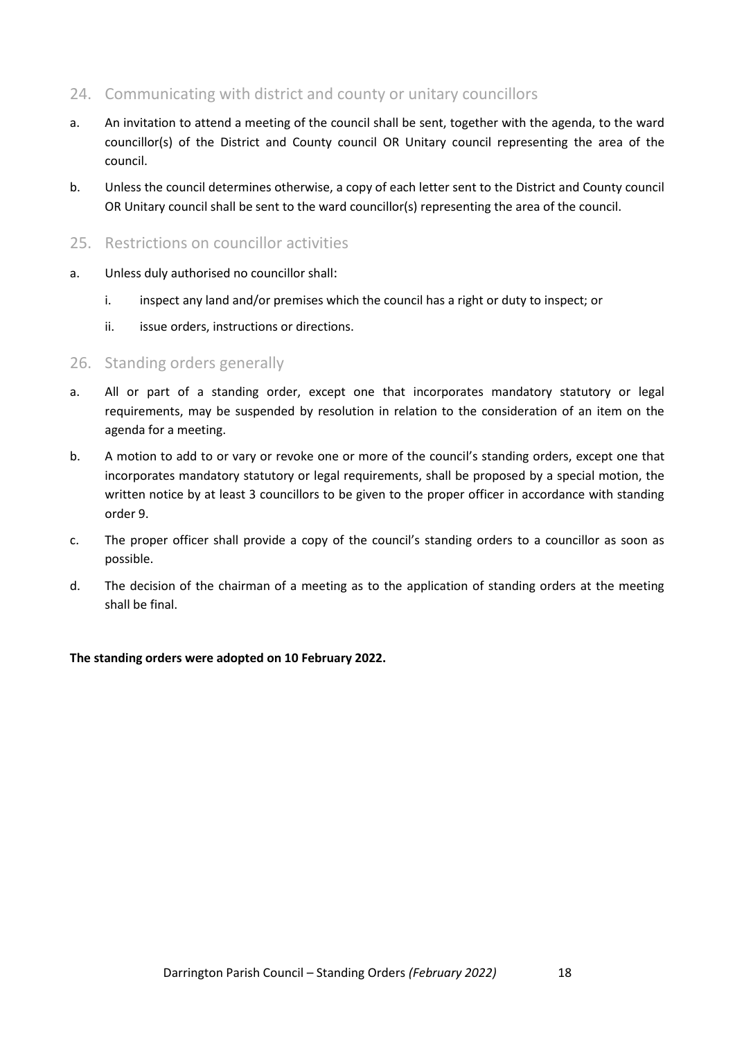## 24. Communicating with district and county or unitary councillors

a. An invitation to attend a meeting of the council shall be sent, together with the agenda, to the ward councillor(s) of the District and County council OR Unitary council representing the area of the council.

b. Unless the council determines otherwise, a copy of each letter sent to the District and County council OR Unitary council shall be sent to the ward councillor(s) representing the area of the council.

## 25. Restrictions on councillor activities

a. Unless duly authorised no councillor shall:

   i. inspect any land and/or premises which the council has a right or duty to inspect; or

   ii. issue orders, instructions or directions.

## 26. Standing orders generally

a. All or part of a standing order, except one that incorporates mandatory statutory or legal requirements, may be suspended by resolution in relation to the consideration of an item on the agenda for a meeting.

b. A motion to add to or vary or revoke one or more of the council's standing orders, except one that incorporates mandatory statutory or legal requirements, shall be proposed by a special motion, the written notice by at least 3 councillors to be given to the proper officer in accordance with standing order 9.

c. The proper officer shall provide a copy of the council's standing orders to a councillor as soon as possible.

d. The decision of the chairman of a meeting as to the application of standing orders at the meeting shall be final.

**The standing orders were adopted on 10 February 2022.**